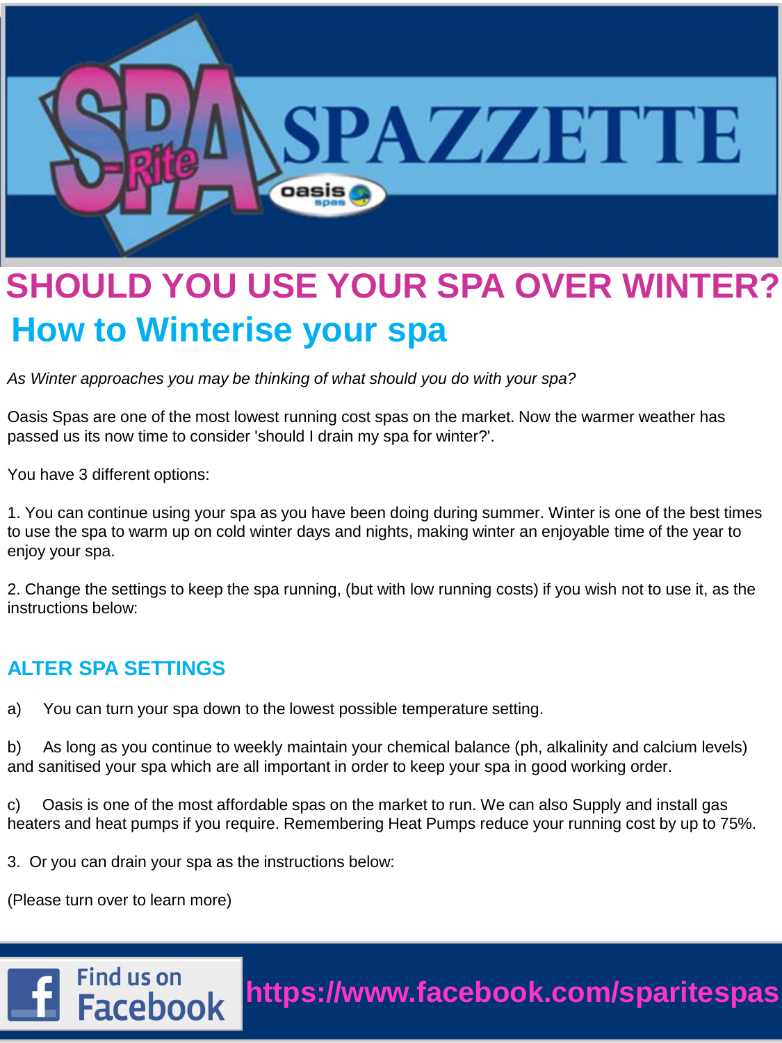# SPA-Rite SPAZZETTE

oasis spas

# SHOULD YOU USE YOUR SPA OVER WINTER?

## How to Winterise your spa

*As Winter approaches you may be thinking of what should you do with your spa?*

Oasis Spas are one of the most lowest running cost spas on the market. Now the warmer weather has passed us its now time to consider 'should I drain my spa for winter?'.

You have 3 different options:

1. You can continue using your spa as you have been doing during summer. Winter is one of the best times to use the spa to warm up on cold winter days and nights, making winter an enjoyable time of the year to enjoy your spa.

2. Change the settings to keep the spa running, (but with low running costs) if you wish not to use it, as the instructions below:

### ALTER SPA SETTINGS

a) You can turn your spa down to the lowest possible temperature setting.

b) As long as you continue to weekly maintain your chemical balance (ph, alkalinity and calcium levels) and sanitised your spa which are all important in order to keep your spa in good working order.

c) Oasis is one of the most affordable spas on the market to run. We can also Supply and install gas heaters and heat pumps if you require. Remembering Heat Pumps reduce your running cost by up to 75%.

3. Or you can drain your spa as the instructions below:

(Please turn over to learn more)

Find us on Facebook https://www.facebook.com/sparitespas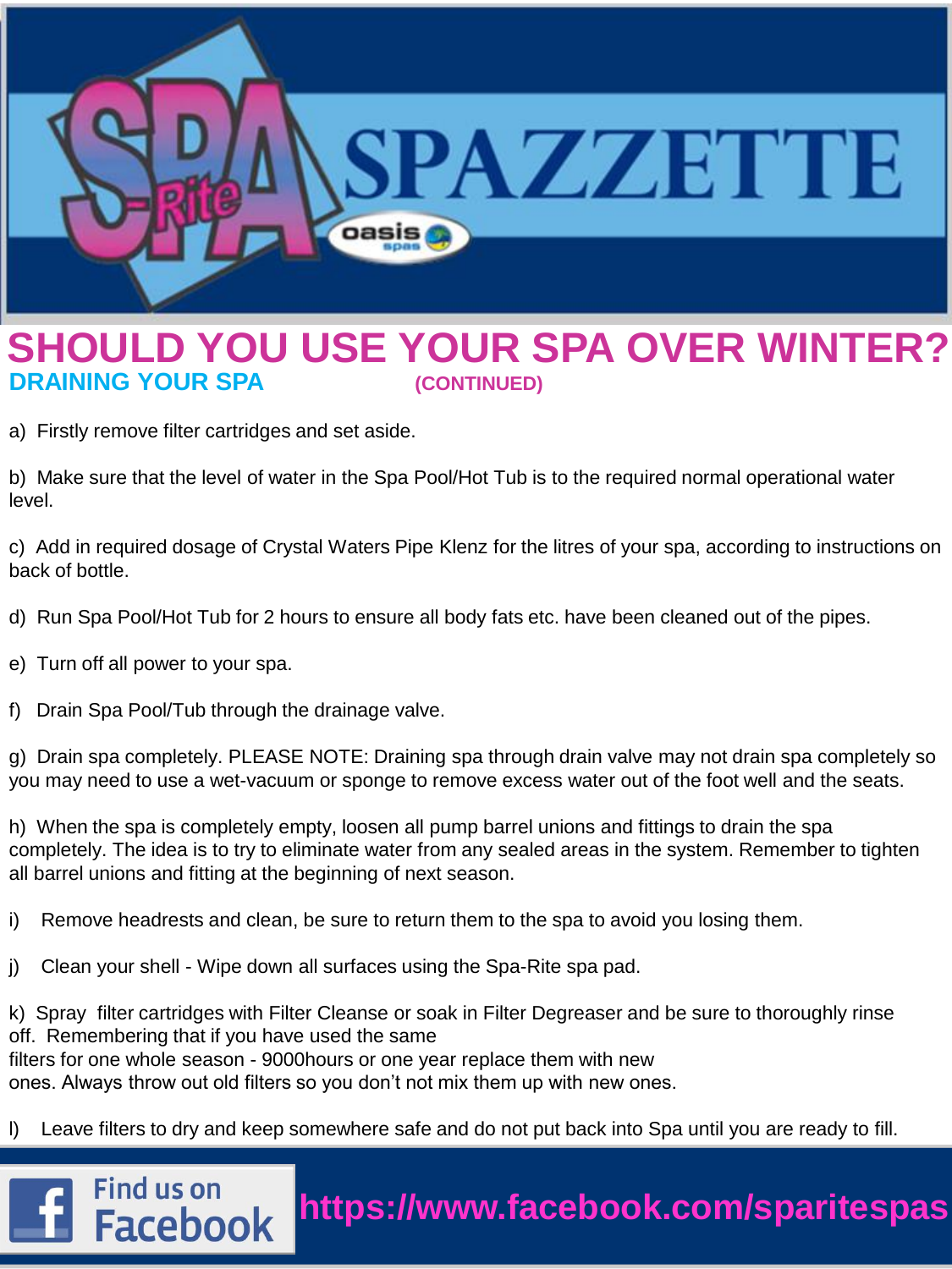# SHOULD YOU USE YOUR SPA OVER WINTER?

## DRAINING YOUR SPA (CONTINUED)

a) Firstly remove filter cartridges and set aside.

b) Make sure that the level of water in the Spa Pool/Hot Tub is to the required normal operational water level.

c) Add in required dosage of Crystal Waters Pipe Klenz for the litres of your spa, according to instructions on back of bottle.

d) Run Spa Pool/Hot Tub for 2 hours to ensure all body fats etc. have been cleaned out of the pipes.

e) Turn off all power to your spa.

f) Drain Spa Pool/Tub through the drainage valve.

g) Drain spa completely. PLEASE NOTE: Draining spa through drain valve may not drain spa completely so you may need to use a wet-vacuum or sponge to remove excess water out of the foot well and the seats.

h) When the spa is completely empty, loosen all pump barrel unions and fittings to drain the spa completely. The idea is to try to eliminate water from any sealed areas in the system. Remember to tighten all barrel unions and fitting at the beginning of next season.

i) Remove headrests and clean, be sure to return them to the spa to avoid you losing them.

j) Clean your shell - Wipe down all surfaces using the Spa-Rite spa pad.

k) Spray filter cartridges with Filter Cleanse or soak in Filter Degreaser and be sure to thoroughly rinse off. Remembering that if you have used the same filters for one whole season - 9000hours or one year replace them with new ones. Always throw out old filters so you don't not mix them up with new ones.

l) Leave filters to dry and keep somewhere safe and do not put back into Spa until you are ready to fill.

Find us on Facebook **https://www.facebook.com/sparitespas**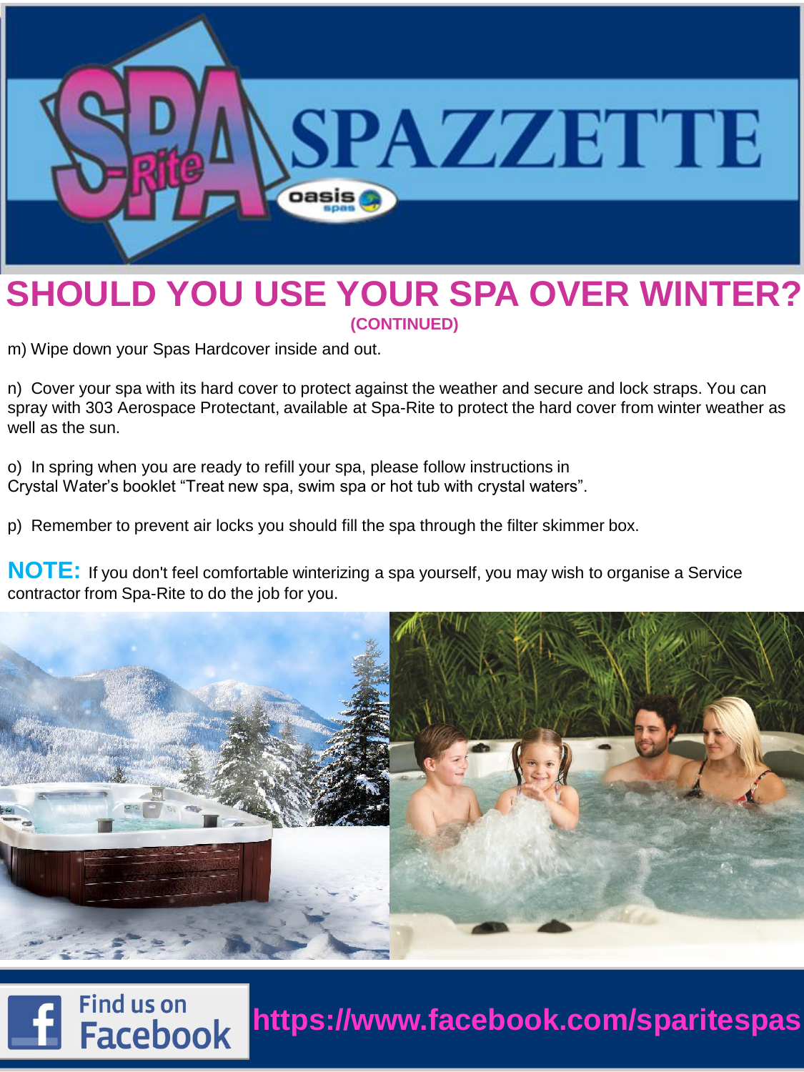# SHOULD YOU USE YOUR SPA OVER WINTER?

**(CONTINUED)**

m) Wipe down your Spas Hardcover inside and out.

n) Cover your spa with its hard cover to protect against the weather and secure and lock straps. You can spray with 303 Aerospace Protectant, available at Spa-Rite to protect the hard cover from winter weather as well as the sun.

o) In spring when you are ready to refill your spa, please follow instructions in Crystal Water's booklet "Treat new spa, swim spa or hot tub with crystal waters".

p) Remember to prevent air locks you should fill the spa through the filter skimmer box.

**NOTE:** If you don't feel comfortable winterizing a spa yourself, you may wish to organise a Service contractor from Spa-Rite to do the job for you.

Find us on Facebook **https://www.facebook.com/sparitespas**